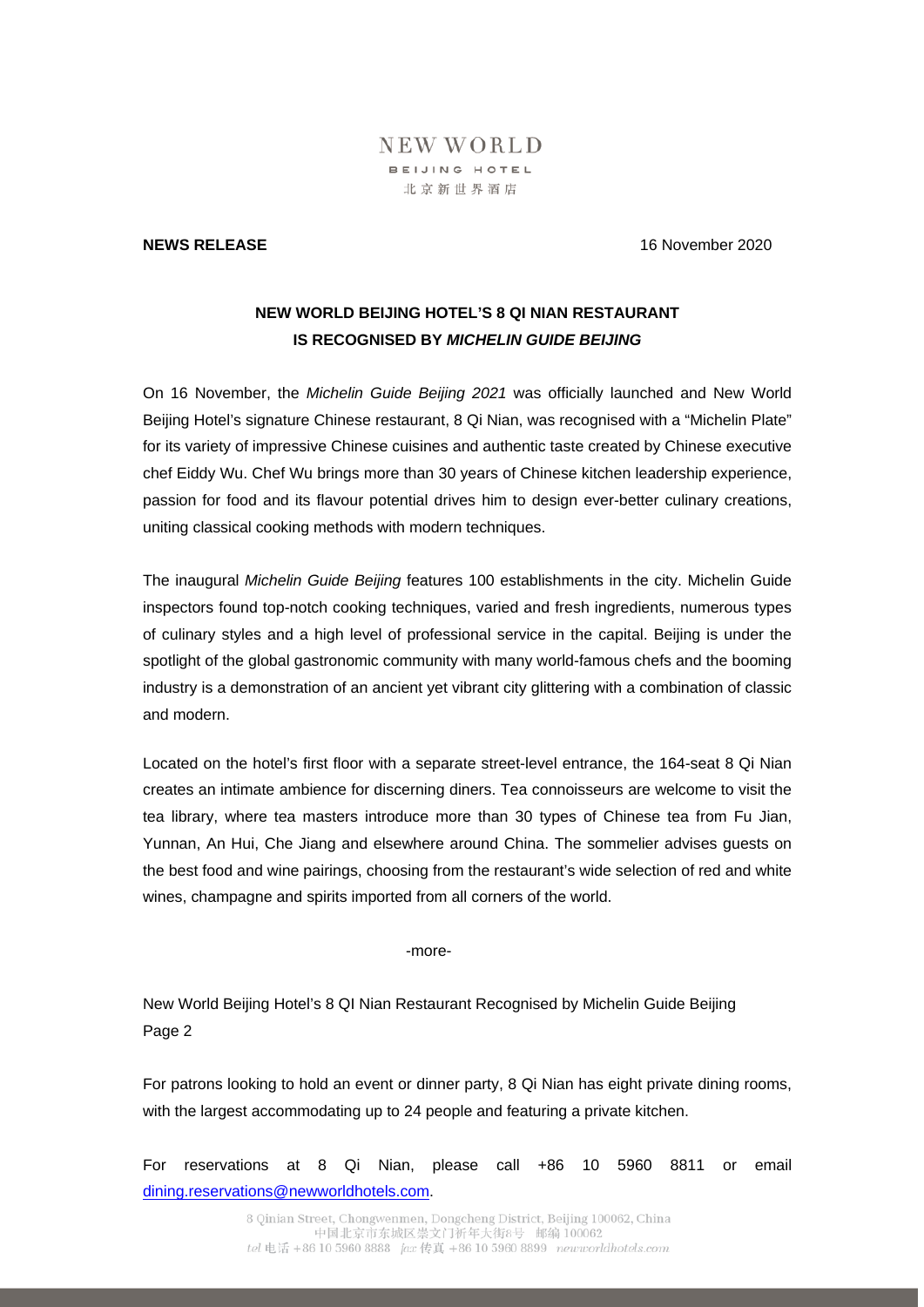NEW WORLD
BEIJING HOTEL
北京新世界酒店

**NEWS RELEASE** 16 November 2020

## NEW WORLD BEIJING HOTEL'S 8 QI NIAN RESTAURANT IS RECOGNISED BY *MICHELIN GUIDE BEIJING*

On 16 November, the *Michelin Guide Beijing 2021* was officially launched and New World Beijing Hotel's signature Chinese restaurant, 8 Qi Nian, was recognised with a "Michelin Plate" for its variety of impressive Chinese cuisines and authentic taste created by Chinese executive chef Eiddy Wu. Chef Wu brings more than 30 years of Chinese kitchen leadership experience, passion for food and its flavour potential drives him to design ever-better culinary creations, uniting classical cooking methods with modern techniques.

The inaugural *Michelin Guide Beijing* features 100 establishments in the city. Michelin Guide inspectors found top-notch cooking techniques, varied and fresh ingredients, numerous types of culinary styles and a high level of professional service in the capital. Beijing is under the spotlight of the global gastronomic community with many world-famous chefs and the booming industry is a demonstration of an ancient yet vibrant city glittering with a combination of classic and modern.

Located on the hotel's first floor with a separate street-level entrance, the 164-seat 8 Qi Nian creates an intimate ambience for discerning diners. Tea connoisseurs are welcome to visit the tea library, where tea masters introduce more than 30 types of Chinese tea from Fu Jian, Yunnan, An Hui, Che Jiang and elsewhere around China. The sommelier advises guests on the best food and wine pairings, choosing from the restaurant's wide selection of red and white wines, champagne and spirits imported from all corners of the world.

-more-

New World Beijing Hotel's 8 QI Nian Restaurant Recognised by Michelin Guide Beijing
Page 2

For patrons looking to hold an event or dinner party, 8 Qi Nian has eight private dining rooms, with the largest accommodating up to 24 people and featuring a private kitchen.

For reservations at 8 Qi Nian, please call +86 10 5960 8811 or email dining.reservations@newworldhotels.com.

8 Qinian Street, Chongwenmen, Dongcheng District, Beijing 100062, China
中国北京市东城区崇文门祈年大街8号 邮编 100062
tel 电话 +86 10 5960 8888 fax 传真 +86 10 5960 8899 newworldhotels.com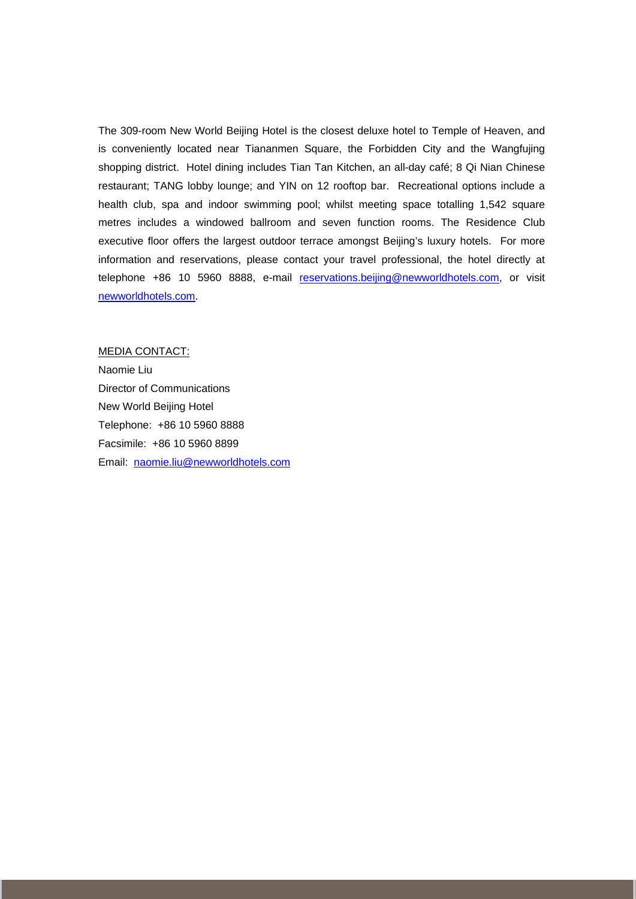The 309-room New World Beijing Hotel is the closest deluxe hotel to Temple of Heaven, and is conveniently located near Tiananmen Square, the Forbidden City and the Wangfujing shopping district. Hotel dining includes Tian Tan Kitchen, an all-day café; 8 Qi Nian Chinese restaurant; TANG lobby lounge; and YIN on 12 rooftop bar. Recreational options include a health club, spa and indoor swimming pool; whilst meeting space totalling 1,542 square metres includes a windowed ballroom and seven function rooms. The Residence Club executive floor offers the largest outdoor terrace amongst Beijing's luxury hotels. For more information and reservations, please contact your travel professional, the hotel directly at telephone +86 10 5960 8888, e-mail reservations.beijing@newworldhotels.com, or visit newworldhotels.com.

MEDIA CONTACT:

Naomie Liu
Director of Communications
New World Beijing Hotel
Telephone: +86 10 5960 8888
Facsimile: +86 10 5960 8899
Email: naomie.liu@newworldhotels.com